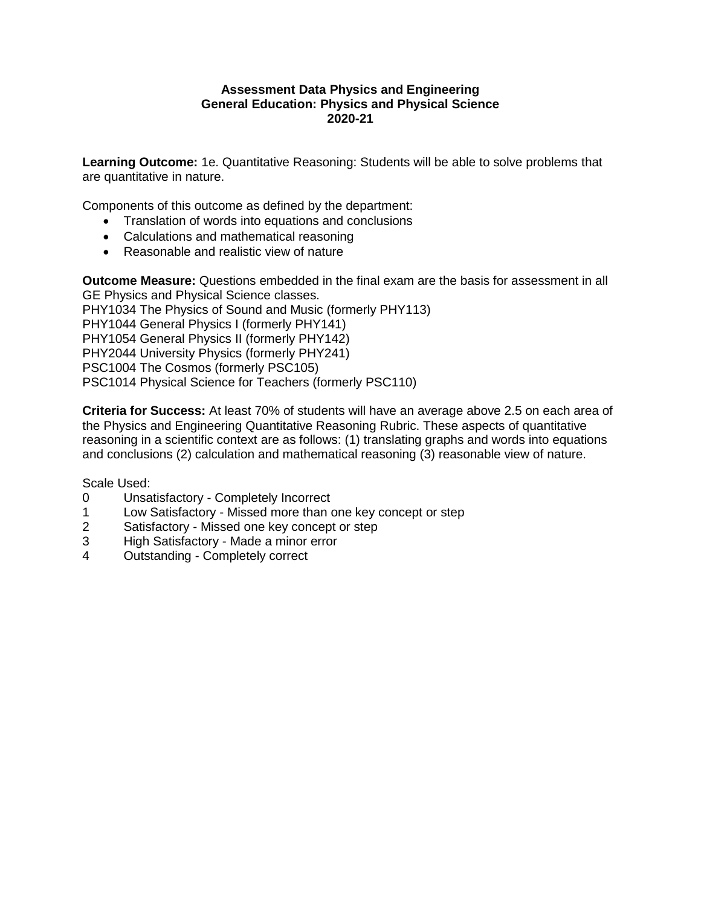**Assessment Data Physics and Engineering**
**General Education: Physics and Physical Science**
**2020-21**

**Learning Outcome:** 1e. Quantitative Reasoning: Students will be able to solve problems that are quantitative in nature.

Components of this outcome as defined by the department:

- Translation of words into equations and conclusions
- Calculations and mathematical reasoning
- Reasonable and realistic view of nature

**Outcome Measure:** Questions embedded in the final exam are the basis for assessment in all GE Physics and Physical Science classes.
PHY1034 The Physics of Sound and Music (formerly PHY113)
PHY1044 General Physics I (formerly PHY141)
PHY1054 General Physics II (formerly PHY142)
PHY2044 University Physics (formerly PHY241)
PSC1004 The Cosmos (formerly PSC105)
PSC1014 Physical Science for Teachers (formerly PSC110)

**Criteria for Success:** At least 70% of students will have an average above 2.5 on each area of the Physics and Engineering Quantitative Reasoning Rubric. These aspects of quantitative reasoning in a scientific context are as follows: (1) translating graphs and words into equations and conclusions (2) calculation and mathematical reasoning (3) reasonable view of nature.

Scale Used:
0 Unsatisfactory - Completely Incorrect
1 Low Satisfactory - Missed more than one key concept or step
2 Satisfactory - Missed one key concept or step
3 High Satisfactory - Made a minor error
4 Outstanding - Completely correct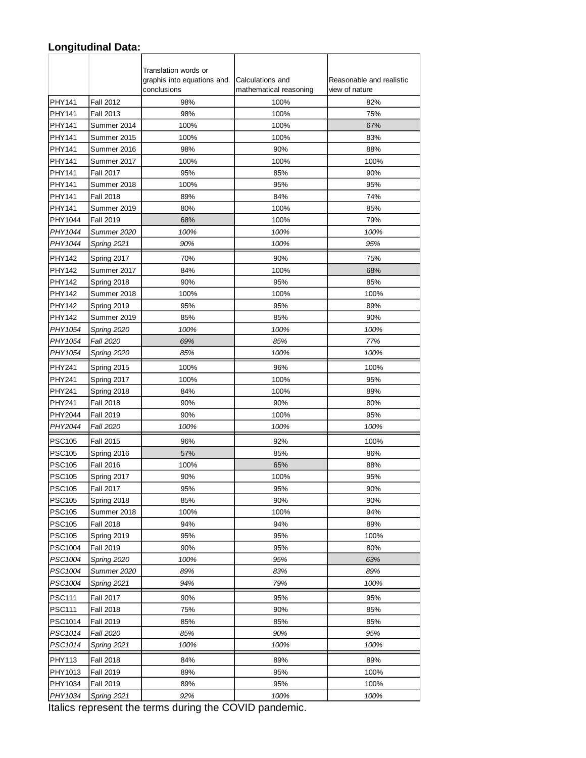**Longitudinal Data:**

| | | Translation words or graphis into equations and conclusions | Calculations and mathematical reasoning | Reasonable and realistic view of nature |
|---|---|---|---|---|
| PHY141 | Fall 2012 | 98% | 100% | 82% |
| PHY141 | Fall 2013 | 98% | 100% | 75% |
| PHY141 | Summer 2014 | 100% | 100% | 67% |
| PHY141 | Summer 2015 | 100% | 100% | 83% |
| PHY141 | Summer 2016 | 98% | 90% | 88% |
| PHY141 | Summer 2017 | 100% | 100% | 100% |
| PHY141 | Fall 2017 | 95% | 85% | 90% |
| PHY141 | Summer 2018 | 100% | 95% | 95% |
| PHY141 | Fall 2018 | 89% | 84% | 74% |
| PHY141 | Summer 2019 | 80% | 100% | 85% |
| PHY1044 | Fall 2019 | 68% | 100% | 79% |
| *PHY1044* | *Summer 2020* | *100%* | *100%* | *100%* |
| *PHY1044* | *Spring 2021* | *90%* | *100%* | *95%* |
| PHY142 | Spring 2017 | 70% | 90% | 75% |
| PHY142 | Summer 2017 | 84% | 100% | 68% |
| PHY142 | Spring 2018 | 90% | 95% | 85% |
| PHY142 | Summer 2018 | 100% | 100% | 100% |
| PHY142 | Spring 2019 | 95% | 95% | 89% |
| PHY142 | Summer 2019 | 85% | 85% | 90% |
| *PHY1054* | *Spring 2020* | *100%* | *100%* | *100%* |
| *PHY1054* | *Fall 2020* | *69%* | *85%* | *77%* |
| *PHY1054* | *Spring 2020* | *85%* | *100%* | *100%* |
| PHY241 | Spring 2015 | 100% | 96% | 100% |
| PHY241 | Spring 2017 | 100% | 100% | 95% |
| PHY241 | Spring 2018 | 84% | 100% | 89% |
| PHY241 | Fall 2018 | 90% | 90% | 80% |
| PHY2044 | Fall 2019 | 90% | 100% | 95% |
| *PHY2044* | *Fall 2020* | *100%* | *100%* | *100%* |
| PSC105 | Fall 2015 | 96% | 92% | 100% |
| PSC105 | Spring 2016 | 57% | 85% | 86% |
| PSC105 | Fall 2016 | 100% | 65% | 88% |
| PSC105 | Spring 2017 | 90% | 100% | 95% |
| PSC105 | Fall 2017 | 95% | 95% | 90% |
| PSC105 | Spring 2018 | 85% | 90% | 90% |
| PSC105 | Summer 2018 | 100% | 100% | 94% |
| PSC105 | Fall 2018 | 94% | 94% | 89% |
| PSC105 | Spring 2019 | 95% | 95% | 100% |
| PSC1004 | Fall 2019 | 90% | 95% | 80% |
| *PSC1004* | *Spring 2020* | *100%* | *95%* | *63%* |
| *PSC1004* | *Summer 2020* | *89%* | *83%* | *89%* |
| *PSC1004* | *Spring 2021* | *94%* | *79%* | *100%* |
| PSC111 | Fall 2017 | 90% | 95% | 95% |
| PSC111 | Fall 2018 | 75% | 90% | 85% |
| PSC1014 | Fall 2019 | 85% | 85% | 85% |
| *PSC1014* | *Fall 2020* | *85%* | *90%* | *95%* |
| *PSC1014* | *Spring 2021* | *100%* | *100%* | *100%* |
| PHY113 | Fall 2018 | 84% | 89% | 89% |
| PHY1013 | Fall 2019 | 89% | 95% | 100% |
| PHY1034 | Fall 2019 | 89% | 95% | 100% |
| *PHY1034* | *Spring 2021* | *92%* | *100%* | *100%* |

Italics represent the terms during the COVID pandemic.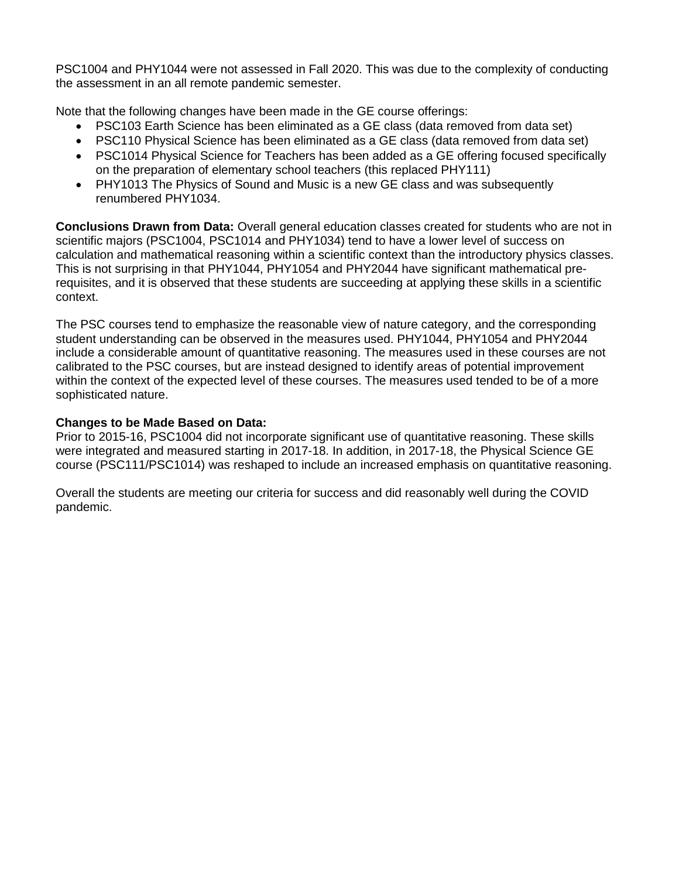PSC1004 and PHY1044 were not assessed in Fall 2020. This was due to the complexity of conducting the assessment in an all remote pandemic semester.

Note that the following changes have been made in the GE course offerings:

- PSC103 Earth Science has been eliminated as a GE class (data removed from data set)
- PSC110 Physical Science has been eliminated as a GE class (data removed from data set)
- PSC1014 Physical Science for Teachers has been added as a GE offering focused specifically on the preparation of elementary school teachers (this replaced PHY111)
- PHY1013 The Physics of Sound and Music is a new GE class and was subsequently renumbered PHY1034.

**Conclusions Drawn from Data:** Overall general education classes created for students who are not in scientific majors (PSC1004, PSC1014 and PHY1034) tend to have a lower level of success on calculation and mathematical reasoning within a scientific context than the introductory physics classes. This is not surprising in that PHY1044, PHY1054 and PHY2044 have significant mathematical pre-requisites, and it is observed that these students are succeeding at applying these skills in a scientific context.

The PSC courses tend to emphasize the reasonable view of nature category, and the corresponding student understanding can be observed in the measures used. PHY1044, PHY1054 and PHY2044 include a considerable amount of quantitative reasoning. The measures used in these courses are not calibrated to the PSC courses, but are instead designed to identify areas of potential improvement within the context of the expected level of these courses. The measures used tended to be of a more sophisticated nature.

**Changes to be Made Based on Data:**
Prior to 2015-16, PSC1004 did not incorporate significant use of quantitative reasoning. These skills were integrated and measured starting in 2017-18. In addition, in 2017-18, the Physical Science GE course (PSC111/PSC1014) was reshaped to include an increased emphasis on quantitative reasoning.

Overall the students are meeting our criteria for success and did reasonably well during the COVID pandemic.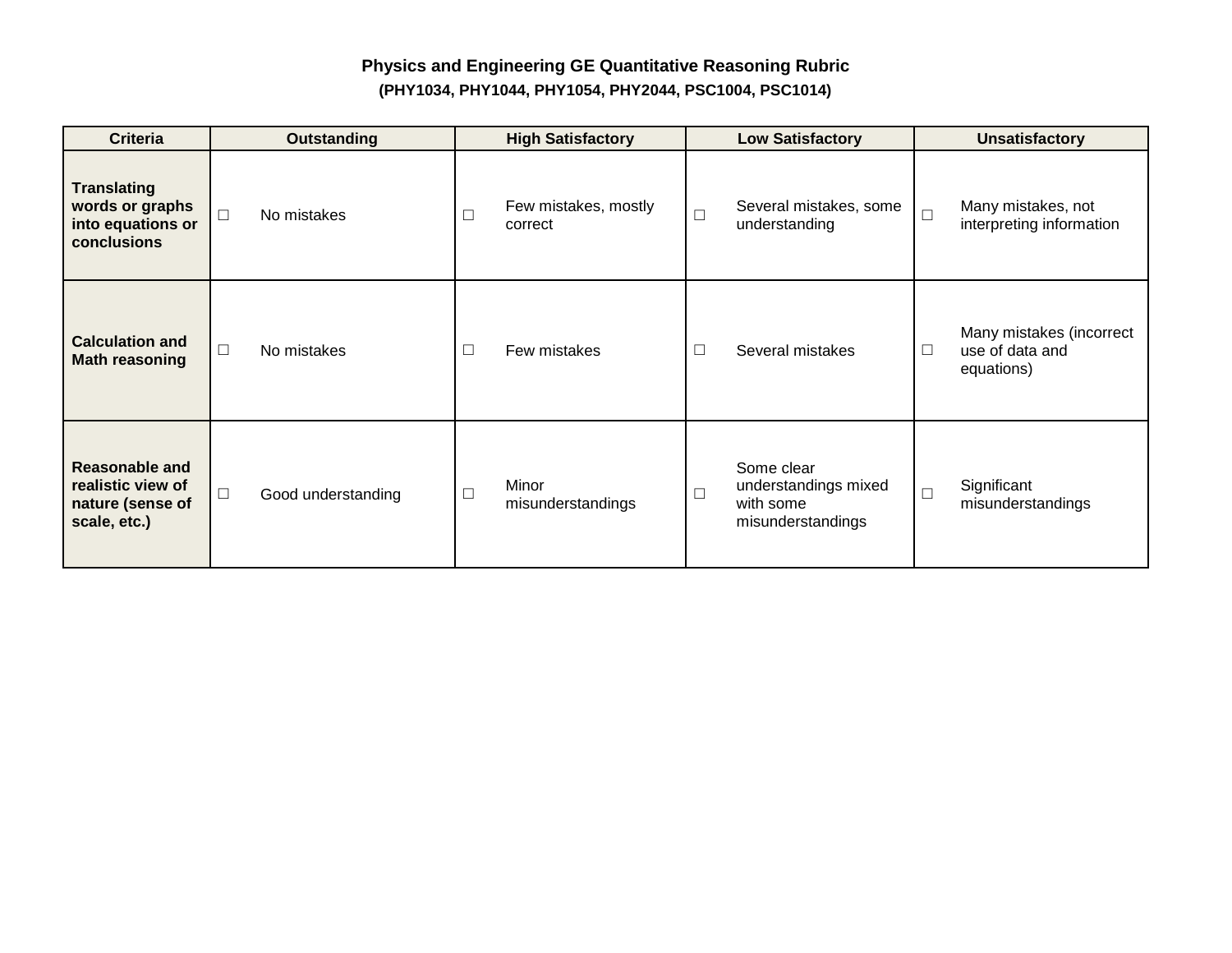## Physics and Engineering GE Quantitative Reasoning Rubric

### (PHY1034, PHY1044, PHY1054, PHY2044, PSC1004, PSC1014)

| Criteria | Outstanding | High Satisfactory | Low Satisfactory | Unsatisfactory |
|---|---|---|---|---|
| **Translating words or graphs into equations or conclusions** | ☐ No mistakes | ☐ Few mistakes, mostly correct | ☐ Several mistakes, some understanding | ☐ Many mistakes, not interpreting information |
| **Calculation and Math reasoning** | ☐ No mistakes | ☐ Few mistakes | ☐ Several mistakes | ☐ Many mistakes (incorrect use of data and equations) |
| **Reasonable and realistic view of nature (sense of scale, etc.)** | ☐ Good understanding | ☐ Minor misunderstandings | ☐ Some clear understandings mixed with some misunderstandings | ☐ Significant misunderstandings |